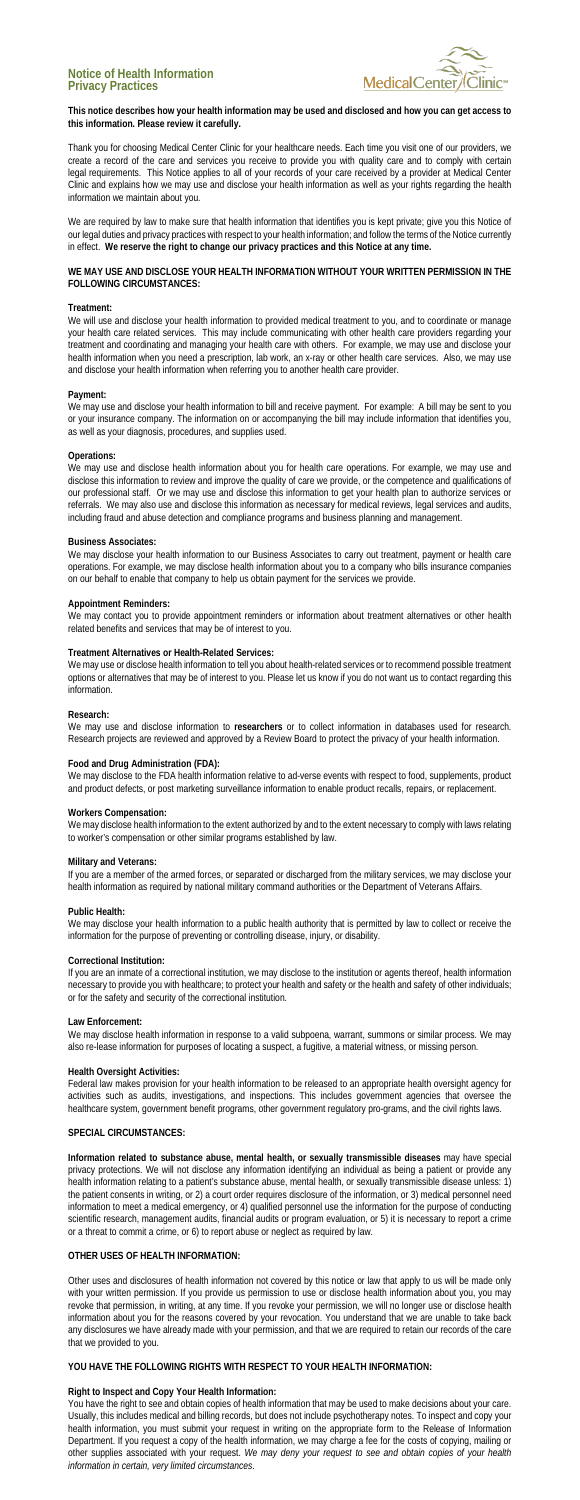# Notice of Health Information Privacy Practices

MedicalCenter Clinic

**This notice describes how your health information may be used and disclosed and how you can get access to this information. Please review it carefully.**

Thank you for choosing Medical Center Clinic for your healthcare needs. Each time you visit one of our providers, we create a record of the care and services you receive to provide you with quality care and to comply with certain legal requirements. This Notice applies to all of your records of your care received by a provider at Medical Center Clinic and explains how we may use and disclose your health information as well as your rights regarding the health information we maintain about you.

We are required by law to make sure that health information that identifies you is kept private; give you this Notice of our legal duties and privacy practices with respect to your health information; and follow the terms of the Notice currently in effect. **We reserve the right to change our privacy practices and this Notice at any time.**

## WE MAY USE AND DISCLOSE YOUR HEALTH INFORMATION WITHOUT YOUR WRITTEN PERMISSION IN THE FOLLOWING CIRCUMSTANCES:

### Treatment:

We will use and disclose your health information to provided medical treatment to you, and to coordinate or manage your health care related services. This may include communicating with other health care providers regarding your treatment and coordinating and managing your health care with others. For example, we may use and disclose your health information when you need a prescription, lab work, an x-ray or other health care services. Also, we may use and disclose your health information when referring you to another health care provider.

### Payment:

We may use and disclose your health information to bill and receive payment. For example: A bill may be sent to you or your insurance company. The information on or accompanying the bill may include information that identifies you, as well as your diagnosis, procedures, and supplies used.

### Operations:

We may use and disclose health information about you for health care operations. For example, we may use and disclose this information to review and improve the quality of care we provide, or the competence and qualifications of our professional staff. Or we may use and disclose this information to get your health plan to authorize services or referrals. We may also use and disclose this information as necessary for medical reviews, legal services and audits, including fraud and abuse detection and compliance programs and business planning and management.

### Business Associates:

We may disclose your health information to our Business Associates to carry out treatment, payment or health care operations. For example, we may disclose health information about you to a company who bills insurance companies on our behalf to enable that company to help us obtain payment for the services we provide.

### Appointment Reminders:

We may contact you to provide appointment reminders or information about treatment alternatives or other health related benefits and services that may be of interest to you.

### Treatment Alternatives or Health-Related Services:

We may use or disclose health information to tell you about health-related services or to recommend possible treatment options or alternatives that may be of interest to you. Please let us know if you do not want us to contact regarding this information.

### Research:

We may use and disclose information to **researchers** or to collect information in databases used for research. Research projects are reviewed and approved by a Review Board to protect the privacy of your health information.

### Food and Drug Administration (FDA):

We may disclose to the FDA health information relative to ad-verse events with respect to food, supplements, product and product defects, or post marketing surveillance information to enable product recalls, repairs, or replacement.

### Workers Compensation:

We may disclose health information to the extent authorized by and to the extent necessary to comply with laws relating to worker's compensation or other similar programs established by law.

### Military and Veterans:

If you are a member of the armed forces, or separated or discharged from the military services, we may disclose your health information as required by national military command authorities or the Department of Veterans Affairs.

### Public Health:

We may disclose your health information to a public health authority that is permitted by law to collect or receive the information for the purpose of preventing or controlling disease, injury, or disability.

### Correctional Institution:

If you are an inmate of a correctional institution, we may disclose to the institution or agents thereof, health information necessary to provide you with healthcare; to protect your health and safety or the health and safety of other individuals; or for the safety and security of the correctional institution.

### Law Enforcement:

We may disclose health information in response to a valid subpoena, warrant, summons or similar process. We may also re-lease information for purposes of locating a suspect, a fugitive, a material witness, or missing person.

### Health Oversight Activities:

Federal law makes provision for your health information to be released to an appropriate health oversight agency for activities such as audits, investigations, and inspections. This includes government agencies that oversee the healthcare system, government benefit programs, other government regulatory pro-grams, and the civil rights laws.

## SPECIAL CIRCUMSTANCES:

**Information related to substance abuse, mental health, or sexually transmissible diseases** may have special privacy protections. We will not disclose any information identifying an individual as being a patient or provide any health information relating to a patient's substance abuse, mental health, or sexually transmissible disease unless: 1) the patient consents in writing, or 2) a court order requires disclosure of the information, or 3) medical personnel need information to meet a medical emergency, or 4) qualified personnel use the information for the purpose of conducting scientific research, management audits, financial audits or program evaluation, or 5) it is necessary to report a crime or a threat to commit a crime, or 6) to report abuse or neglect as required by law.

## OTHER USES OF HEALTH INFORMATION:

Other uses and disclosures of health information not covered by this notice or law that apply to us will be made only with your written permission. If you provide us permission to use or disclose health information about you, you may revoke that permission, in writing, at any time. If you revoke your permission, we will no longer use or disclose health information about you for the reasons covered by your revocation. You understand that we are unable to take back any disclosures we have already made with your permission, and that we are required to retain our records of the care that we provided to you.

## YOU HAVE THE FOLLOWING RIGHTS WITH RESPECT TO YOUR HEALTH INFORMATION:

### Right to Inspect and Copy Your Health Information:

You have the right to see and obtain copies of health information that may be used to make decisions about your care. Usually, this includes medical and billing records, but does not include psychotherapy notes. To inspect and copy your health information, you must submit your request in writing on the appropriate form to the Release of Information Department. If you request a copy of the health information, we may charge a fee for the costs of copying, mailing or other supplies associated with your request. *We may deny your request to see and obtain copies of your health information in certain, very limited circumstances.*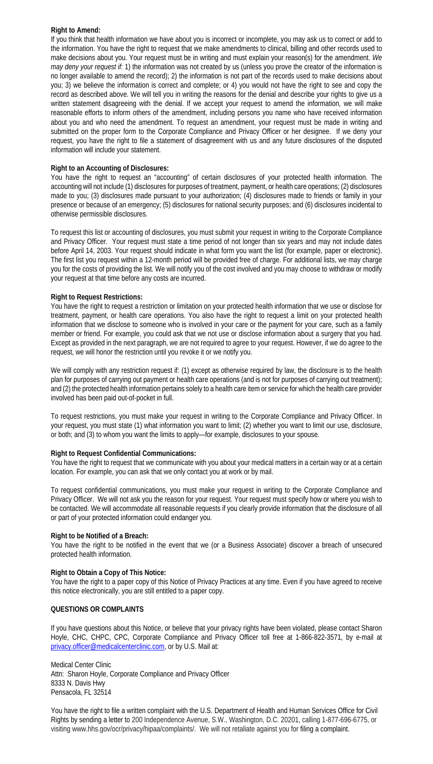**Right to Amend:**

If you think that health information we have about you is incorrect or incomplete, you may ask us to correct or add to the information. You have the right to request that we make amendments to clinical, billing and other records used to make decisions about you. Your request must be in writing and must explain your reason(s) for the amendment. *We may deny your request if:* 1) the information was not created by us (unless you prove the creator of the information is no longer available to amend the record); 2) the information is not part of the records used to make decisions about you; 3) we believe the information is correct and complete; or 4) you would not have the right to see and copy the record as described above. We will tell you in writing the reasons for the denial and describe your rights to give us a written statement disagreeing with the denial. If we accept your request to amend the information, we will make reasonable efforts to inform others of the amendment, including persons you name who have received information about you and who need the amendment. To request an amendment, your request must be made in writing and submitted on the proper form to the Corporate Compliance and Privacy Officer or her designee. If we deny your request, you have the right to file a statement of disagreement with us and any future disclosures of the disputed information will include your statement.

**Right to an Accounting of Disclosures:**

You have the right to request an "accounting" of certain disclosures of your protected health information. The accounting will not include (1) disclosures for purposes of treatment, payment, or health care operations; (2) disclosures made to you; (3) disclosures made pursuant to your authorization; (4) disclosures made to friends or family in your presence or because of an emergency; (5) disclosures for national security purposes; and (6) disclosures incidental to otherwise permissible disclosures.

To request this list or accounting of disclosures, you must submit your request in writing to the Corporate Compliance and Privacy Officer. Your request must state a time period of not longer than six years and may not include dates before April 14, 2003. Your request should indicate in what form you want the list (for example, paper or electronic). The first list you request within a 12-month period will be provided free of charge. For additional lists, we may charge you for the costs of providing the list. We will notify you of the cost involved and you may choose to withdraw or modify your request at that time before any costs are incurred.

**Right to Request Restrictions:**

You have the right to request a restriction or limitation on your protected health information that we use or disclose for treatment, payment, or health care operations. You also have the right to request a limit on your protected health information that we disclose to someone who is involved in your care or the payment for your care, such as a family member or friend. For example, you could ask that we not use or disclose information about a surgery that you had. Except as provided in the next paragraph, we are not required to agree to your request. However, if we do agree to the request, we will honor the restriction until you revoke it or we notify you.

We will comply with any restriction request if: (1) except as otherwise required by law, the disclosure is to the health plan for purposes of carrying out payment or health care operations (and is not for purposes of carrying out treatment); and (2) the protected health information pertains solely to a health care item or service for which the health care provider involved has been paid out-of-pocket in full.

To request restrictions, you must make your request in writing to the Corporate Compliance and Privacy Officer. In your request, you must state (1) what information you want to limit; (2) whether you want to limit our use, disclosure, or both; and (3) to whom you want the limits to apply—for example, disclosures to your spouse.

**Right to Request Confidential Communications:**

You have the right to request that we communicate with you about your medical matters in a certain way or at a certain location. For example, you can ask that we only contact you at work or by mail.

To request confidential communications, you must make your request in writing to the Corporate Compliance and Privacy Officer. We will not ask you the reason for your request. Your request must specify how or where you wish to be contacted. We will accommodate all reasonable requests if you clearly provide information that the disclosure of all or part of your protected information could endanger you.

**Right to be Notified of a Breach:**

You have the right to be notified in the event that we (or a Business Associate) discover a breach of unsecured protected health information.

**Right to Obtain a Copy of This Notice:**

You have the right to a paper copy of this Notice of Privacy Practices at any time. Even if you have agreed to receive this notice electronically, you are still entitled to a paper copy.

**QUESTIONS OR COMPLAINTS**

If you have questions about this Notice, or believe that your privacy rights have been violated, please contact Sharon Hoyle, CHC, CHPC, CPC, Corporate Compliance and Privacy Officer toll free at 1-866-822-3571, by e-mail at privacy.officer@medicalcenterclinic.com, or by U.S. Mail at:

Medical Center Clinic
Attn: Sharon Hoyle, Corporate Compliance and Privacy Officer
8333 N. Davis Hwy
Pensacola, FL 32514

You have the right to file a written complaint with the U.S. Department of Health and Human Services Office for Civil Rights by sending a letter to 200 Independence Avenue, S.W., Washington, D.C. 20201, calling 1-877-696-6775, or visiting www.hhs.gov/ocr/privacy/hipaa/complaints/. We will not retaliate against you for filing a complaint.